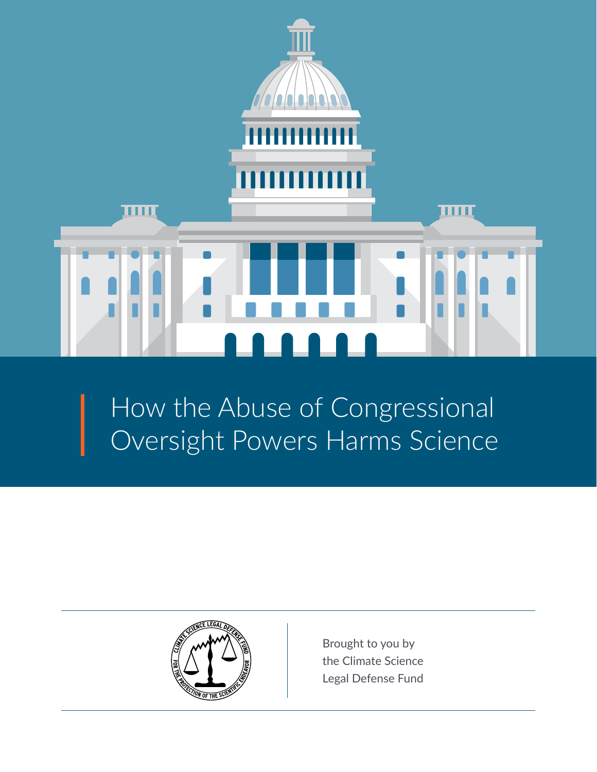# How the Abuse of Congressional Oversight Powers Harms Science

Brought to you by the Climate Science Legal Defense Fund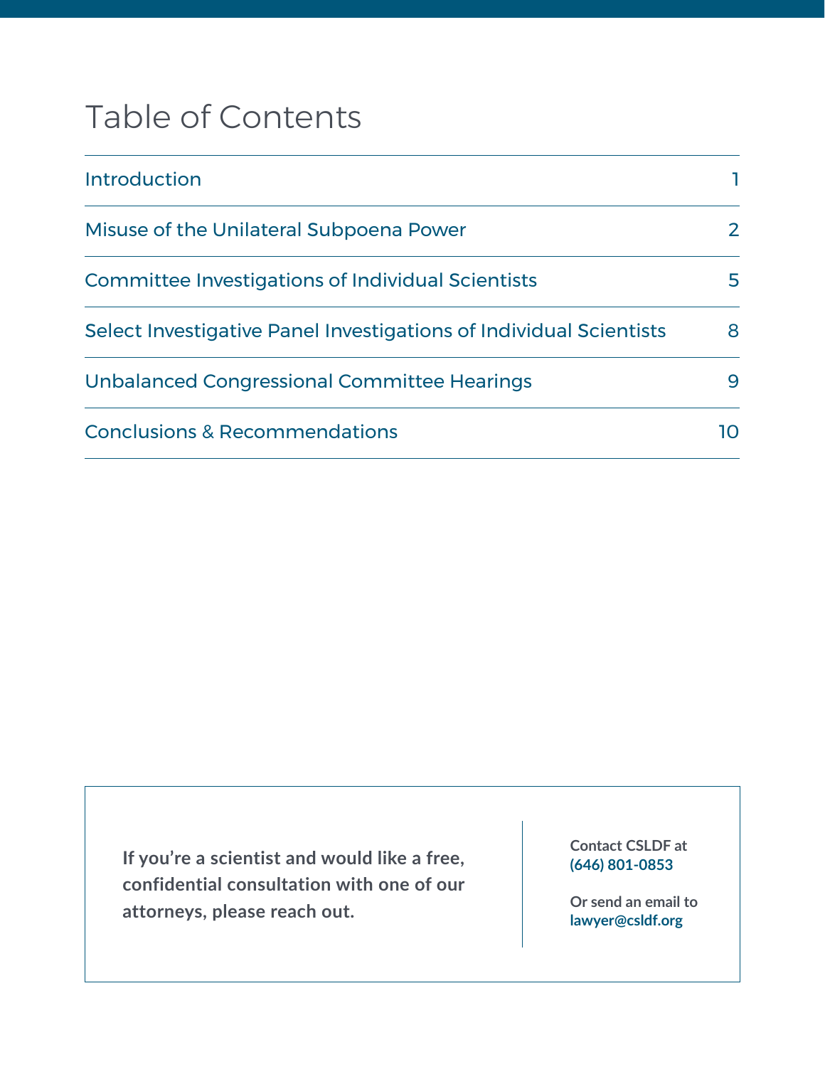# Table of Contents

| | |
|---|---|
| Introduction | 1 |
| Misuse of the Unilateral Subpoena Power | 2 |
| Committee Investigations of Individual Scientists | 5 |
| Select Investigative Panel Investigations of Individual Scientists | 8 |
| Unbalanced Congressional Committee Hearings | 9 |
| Conclusions & Recommendations | 10 |

**If you're a scientist and would like a free, confidential consultation with one of our attorneys, please reach out.**

**Contact CSLDF at**
**(646) 801-0853**

**Or send an email to**
**lawyer@csldf.org**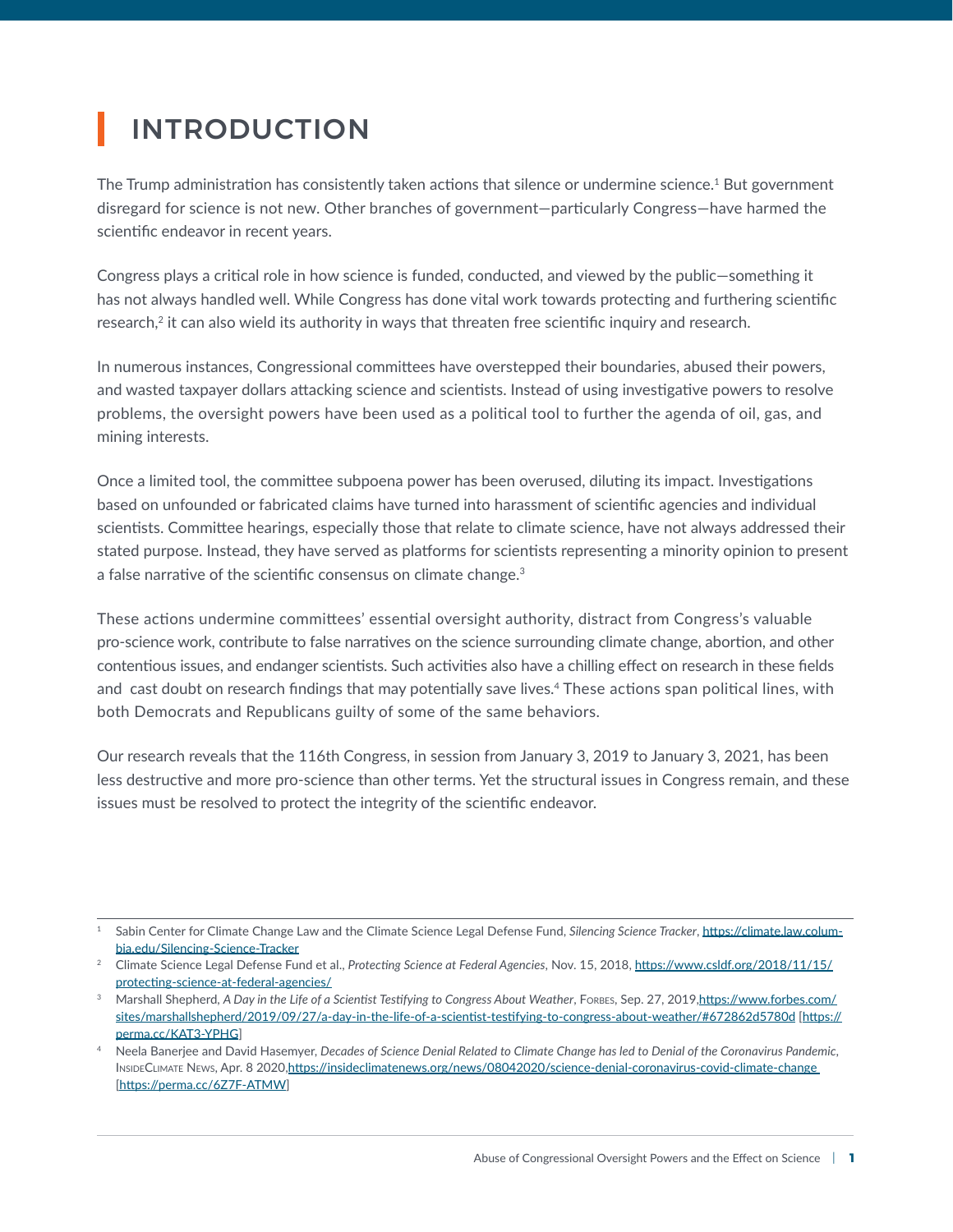# INTRODUCTION

The Trump administration has consistently taken actions that silence or undermine science.[1] But government disregard for science is not new. Other branches of government—particularly Congress—have harmed the scientific endeavor in recent years.

Congress plays a critical role in how science is funded, conducted, and viewed by the public—something it has not always handled well. While Congress has done vital work towards protecting and furthering scientific research,[2] it can also wield its authority in ways that threaten free scientific inquiry and research.

In numerous instances, Congressional committees have overstepped their boundaries, abused their powers, and wasted taxpayer dollars attacking science and scientists. Instead of using investigative powers to resolve problems, the oversight powers have been used as a political tool to further the agenda of oil, gas, and mining interests.

Once a limited tool, the committee subpoena power has been overused, diluting its impact. Investigations based on unfounded or fabricated claims have turned into harassment of scientific agencies and individual scientists. Committee hearings, especially those that relate to climate science, have not always addressed their stated purpose. Instead, they have served as platforms for scientists representing a minority opinion to present a false narrative of the scientific consensus on climate change.[3]

These actions undermine committees' essential oversight authority, distract from Congress's valuable pro-science work, contribute to false narratives on the science surrounding climate change, abortion, and other contentious issues, and endanger scientists. Such activities also have a chilling effect on research in these fields and cast doubt on research findings that may potentially save lives.[4] These actions span political lines, with both Democrats and Republicans guilty of some of the same behaviors.

Our research reveals that the 116th Congress, in session from January 3, 2019 to January 3, 2021, has been less destructive and more pro-science than other terms. Yet the structural issues in Congress remain, and these issues must be resolved to protect the integrity of the scientific endeavor.

---

[1] Sabin Center for Climate Change Law and the Climate Science Legal Defense Fund, *Silencing Science Tracker*, https://climate.law.columbia.edu/Silencing-Science-Tracker

[2] Climate Science Legal Defense Fund et al., *Protecting Science at Federal Agencies*, Nov. 15, 2018, https://www.csldf.org/2018/11/15/protecting-science-at-federal-agencies/

[3] Marshall Shepherd, *A Day in the Life of a Scientist Testifying to Congress About Weather*, Forbes, Sep. 27, 2019, https://www.forbes.com/sites/marshallshepherd/2019/09/27/a-day-in-the-life-of-a-scientist-testifying-to-congress-about-weather/#672862d5780d [https://perma.cc/KAT3-YPHG]

[4] Neela Banerjee and David Hasemyer, *Decades of Science Denial Related to Climate Change has led to Denial of the Coronavirus Pandemic*, InsideClimate News, Apr. 8 2020, https://insideclimatenews.org/news/08042020/science-denial-coronavirus-covid-climate-change [https://perma.cc/6Z7F-ATMW]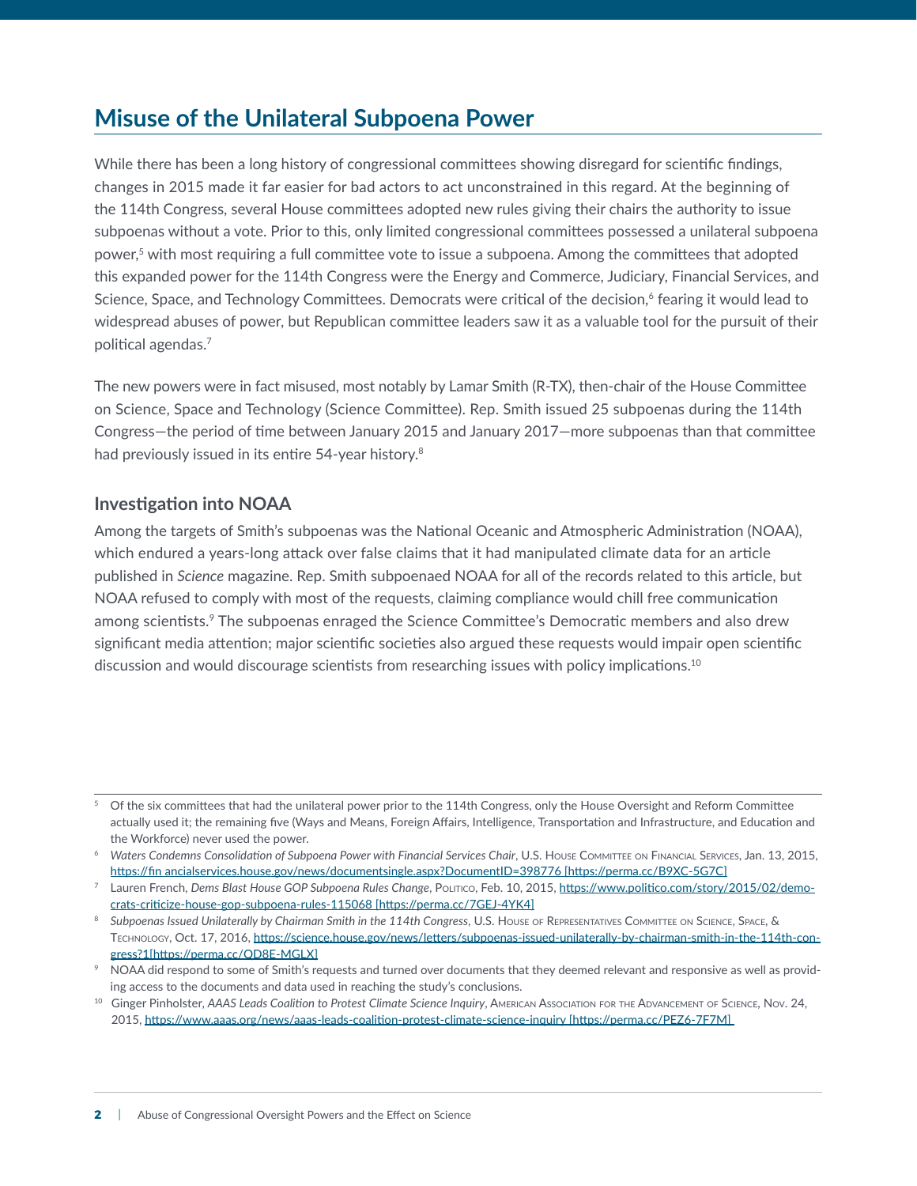## Misuse of the Unilateral Subpoena Power

While there has been a long history of congressional committees showing disregard for scientific findings, changes in 2015 made it far easier for bad actors to act unconstrained in this regard. At the beginning of the 114th Congress, several House committees adopted new rules giving their chairs the authority to issue subpoenas without a vote. Prior to this, only limited congressional committees possessed a unilateral subpoena power,[5] with most requiring a full committee vote to issue a subpoena. Among the committees that adopted this expanded power for the 114th Congress were the Energy and Commerce, Judiciary, Financial Services, and Science, Space, and Technology Committees. Democrats were critical of the decision,[6] fearing it would lead to widespread abuses of power, but Republican committee leaders saw it as a valuable tool for the pursuit of their political agendas.[7]

The new powers were in fact misused, most notably by Lamar Smith (R-TX), then-chair of the House Committee on Science, Space and Technology (Science Committee). Rep. Smith issued 25 subpoenas during the 114th Congress—the period of time between January 2015 and January 2017—more subpoenas than that committee had previously issued in its entire 54-year history.[8]

### Investigation into NOAA

Among the targets of Smith's subpoenas was the National Oceanic and Atmospheric Administration (NOAA), which endured a years-long attack over false claims that it had manipulated climate data for an article published in *Science* magazine. Rep. Smith subpoenaed NOAA for all of the records related to this article, but NOAA refused to comply with most of the requests, claiming compliance would chill free communication among scientists.[9] The subpoenas enraged the Science Committee's Democratic members and also drew significant media attention; major scientific societies also argued these requests would impair open scientific discussion and would discourage scientists from researching issues with policy implications.[10]

---

[5] Of the six committees that had the unilateral power prior to the 114th Congress, only the House Oversight and Reform Committee actually used it; the remaining five (Ways and Means, Foreign Affairs, Intelligence, Transportation and Infrastructure, and Education and the Workforce) never used the power.

[6] *Waters Condemns Consolidation of Subpoena Power with Financial Services Chair*, U.S. House Committee on Financial Services, Jan. 13, 2015, https://fin ancialservices.house.gov/news/documentsingle.aspx?DocumentID=398776 [https://perma.cc/B9XC-5G7C]

[7] Lauren French, *Dems Blast House GOP Subpoena Rules Change*, Politico, Feb. 10, 2015, https://www.politico.com/story/2015/02/democrats-criticize-house-gop-subpoena-rules-115068 [https://perma.cc/7GEJ-4YK4]

[8] *Subpoenas Issued Unilaterally by Chairman Smith in the 114th Congress*, U.S. House of Representatives Committee on Science, Space, & Technology, Oct. 17, 2016, https://science.house.gov/news/letters/subpoenas-issued-unilaterally-by-chairman-smith-in-the-114th-congress?1[https://perma.cc/QD8E-MGLX]

[9] NOAA did respond to some of Smith's requests and turned over documents that they deemed relevant and responsive as well as providing access to the documents and data used in reaching the study's conclusions.

[10] Ginger Pinholster, *AAAS Leads Coalition to Protest Climate Science Inquiry*, American Association for the Advancement of Science, Nov. 24, 2015, https://www.aaas.org/news/aaas-leads-coalition-protest-climate-science-inquiry [https://perma.cc/PEZ6-7F7M]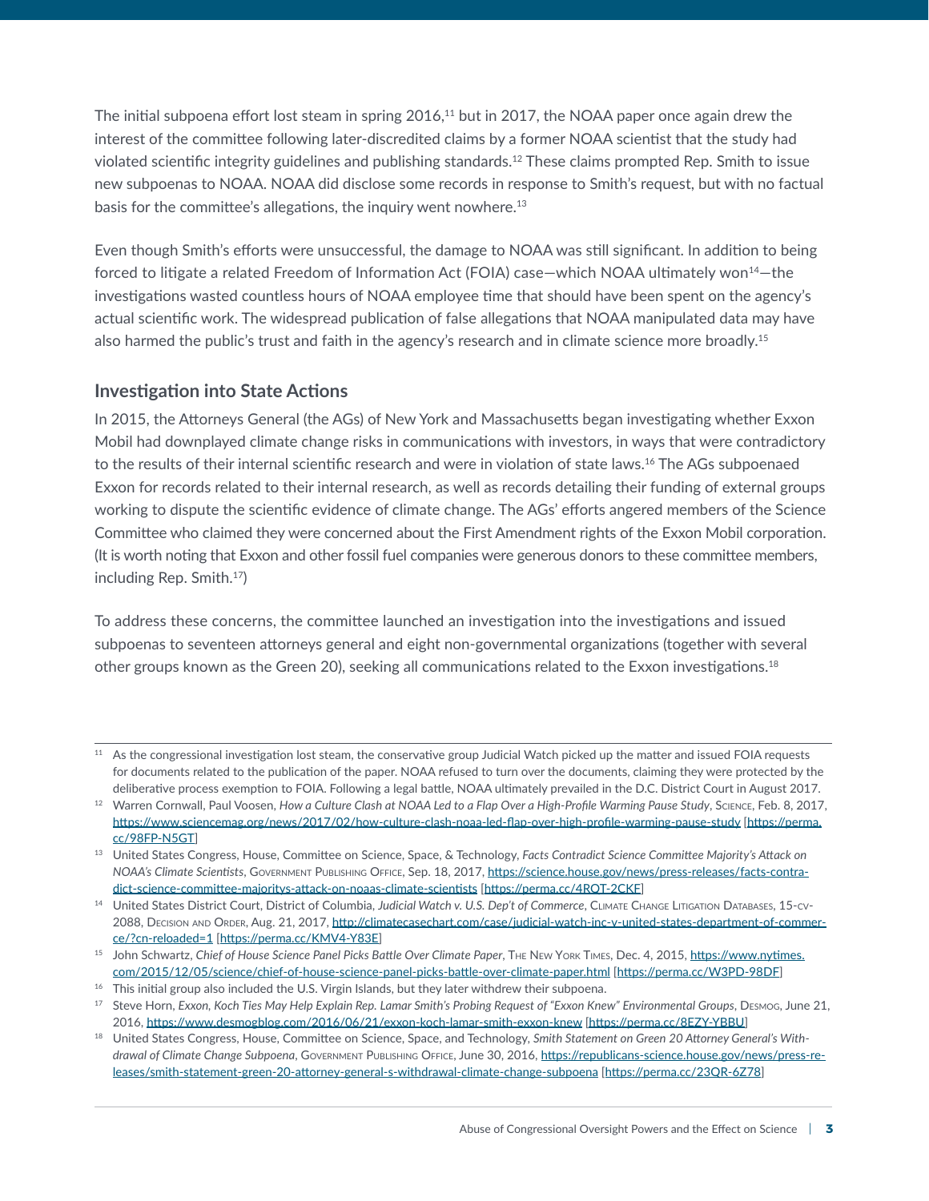The initial subpoena effort lost steam in spring 2016,[11] but in 2017, the NOAA paper once again drew the interest of the committee following later-discredited claims by a former NOAA scientist that the study had violated scientific integrity guidelines and publishing standards.[12] These claims prompted Rep. Smith to issue new subpoenas to NOAA. NOAA did disclose some records in response to Smith's request, but with no factual basis for the committee's allegations, the inquiry went nowhere.[13]

Even though Smith's efforts were unsuccessful, the damage to NOAA was still significant. In addition to being forced to litigate a related Freedom of Information Act (FOIA) case—which NOAA ultimately won[14]—the investigations wasted countless hours of NOAA employee time that should have been spent on the agency's actual scientific work. The widespread publication of false allegations that NOAA manipulated data may have also harmed the public's trust and faith in the agency's research and in climate science more broadly.[15]

## Investigation into State Actions

In 2015, the Attorneys General (the AGs) of New York and Massachusetts began investigating whether Exxon Mobil had downplayed climate change risks in communications with investors, in ways that were contradictory to the results of their internal scientific research and were in violation of state laws.[16] The AGs subpoenaed Exxon for records related to their internal research, as well as records detailing their funding of external groups working to dispute the scientific evidence of climate change. The AGs' efforts angered members of the Science Committee who claimed they were concerned about the First Amendment rights of the Exxon Mobil corporation. (It is worth noting that Exxon and other fossil fuel companies were generous donors to these committee members, including Rep. Smith.[17])

To address these concerns, the committee launched an investigation into the investigations and issued subpoenas to seventeen attorneys general and eight non-governmental organizations (together with several other groups known as the Green 20), seeking all communications related to the Exxon investigations.[18]

---

[11] As the congressional investigation lost steam, the conservative group Judicial Watch picked up the matter and issued FOIA requests for documents related to the publication of the paper. NOAA refused to turn over the documents, claiming they were protected by the deliberative process exemption to FOIA. Following a legal battle, NOAA ultimately prevailed in the D.C. District Court in August 2017.

[12] Warren Cornwall, Paul Voosen, *How a Culture Clash at NOAA Led to a Flap Over a High-Profile Warming Pause Study*, Science, Feb. 8, 2017, https://www.sciencemag.org/news/2017/02/how-culture-clash-noaa-led-flap-over-high-profile-warming-pause-study [https://perma.cc/98FP-N5GT]

[13] United States Congress, House, Committee on Science, Space, & Technology, *Facts Contradict Science Committee Majority's Attack on NOAA's Climate Scientists*, Government Publishing Office, Sep. 18, 2017, https://science.house.gov/news/press-releases/facts-contradict-science-committee-majoritys-attack-on-noaas-climate-scientists [https://perma.cc/4RQT-2CKF]

[14] United States District Court, District of Columbia, *Judicial Watch v. U.S. Dep't of Commerce*, Climate Change Litigation Databases, 15-cv-2088, Decision and Order, Aug. 21, 2017, http://climatecasechart.com/case/judicial-watch-inc-v-united-states-department-of-commerce/?cn-reloaded=1 [https://perma.cc/KMV4-Y83E]

[15] John Schwartz, *Chief of House Science Panel Picks Battle Over Climate Paper*, The New York Times, Dec. 4, 2015, https://www.nytimes.com/2015/12/05/science/chief-of-house-science-panel-picks-battle-over-climate-paper.html [https://perma.cc/W3PD-98DF]

[16] This initial group also included the U.S. Virgin Islands, but they later withdrew their subpoena.

[17] Steve Horn, *Exxon, Koch Ties May Help Explain Rep. Lamar Smith's Probing Request of "Exxon Knew" Environmental Groups*, Desmog, June 21, 2016, https://www.desmogblog.com/2016/06/21/exxon-koch-lamar-smith-exxon-knew [https://perma.cc/8EZY-YBBU]

[18] United States Congress, House, Committee on Science, Space, and Technology, *Smith Statement on Green 20 Attorney General's Withdrawal of Climate Change Subpoena*, Government Publishing Office, June 30, 2016, https://republicans-science.house.gov/news/press-releases/smith-statement-green-20-attorney-general-s-withdrawal-climate-change-subpoena [https://perma.cc/23QR-6Z78]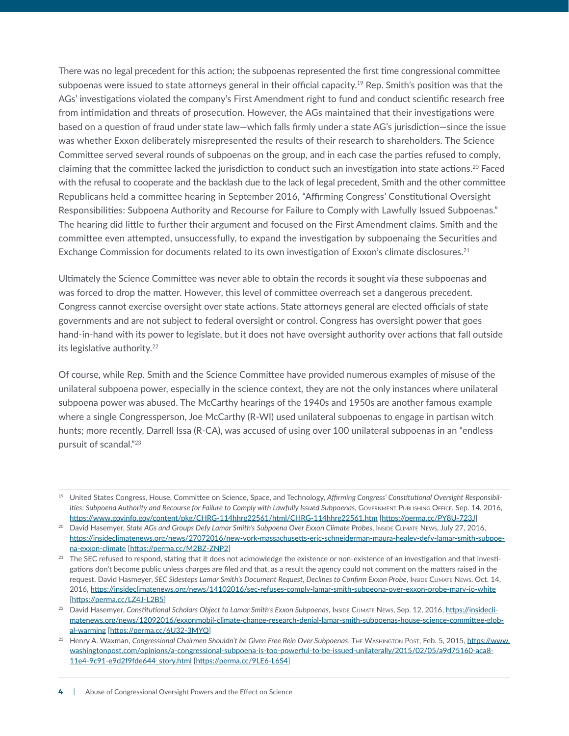There was no legal precedent for this action; the subpoenas represented the first time congressional committee subpoenas were issued to state attorneys general in their official capacity.[19] Rep. Smith's position was that the AGs' investigations violated the company's First Amendment right to fund and conduct scientific research free from intimidation and threats of prosecution. However, the AGs maintained that their investigations were based on a question of fraud under state law—which falls firmly under a state AG's jurisdiction—since the issue was whether Exxon deliberately misrepresented the results of their research to shareholders. The Science Committee served several rounds of subpoenas on the group, and in each case the parties refused to comply, claiming that the committee lacked the jurisdiction to conduct such an investigation into state actions.[20] Faced with the refusal to cooperate and the backlash due to the lack of legal precedent, Smith and the other committee Republicans held a committee hearing in September 2016, "Affirming Congress' Constitutional Oversight Responsibilities: Subpoena Authority and Recourse for Failure to Comply with Lawfully Issued Subpoenas." The hearing did little to further their argument and focused on the First Amendment claims. Smith and the committee even attempted, unsuccessfully, to expand the investigation by subpoenaing the Securities and Exchange Commission for documents related to its own investigation of Exxon's climate disclosures.[21]

Ultimately the Science Committee was never able to obtain the records it sought via these subpoenas and was forced to drop the matter. However, this level of committee overreach set a dangerous precedent. Congress cannot exercise oversight over state actions. State attorneys general are elected officials of state governments and are not subject to federal oversight or control. Congress has oversight power that goes hand-in-hand with its power to legislate, but it does not have oversight authority over actions that fall outside its legislative authority.[22]

Of course, while Rep. Smith and the Science Committee have provided numerous examples of misuse of the unilateral subpoena power, especially in the science context, they are not the only instances where unilateral subpoena power was abused. The McCarthy hearings of the 1940s and 1950s are another famous example where a single Congressperson, Joe McCarthy (R-WI) used unilateral subpoenas to engage in partisan witch hunts; more recently, Darrell Issa (R-CA), was accused of using over 100 unilateral subpoenas in an "endless pursuit of scandal."[23]

---

[19] United States Congress, House, Committee on Science, Space, and Technology, *Affirming Congress' Constitutional Oversight Responsibilities: Subpoena Authority and Recourse for Failure to Comply with Lawfully Issued Subpoenas*, Government Publishing Office, Sep. 14, 2016, https://www.govinfo.gov/content/pkg/CHRG-114hhrg22561/html/CHRG-114hhrg22561.htm [https://perma.cc/PY8U-723J]

[20] David Hasemyer, *State AGs and Groups Defy Lamar Smith's Subpoena Over Exxon Climate Probes*, Inside Climate News, July 27, 2016, https://insideclimatenews.org/news/27072016/new-york-massachusetts-eric-schneiderman-maura-healey-defy-lamar-smith-subpoena-exxon-climate [https://perma.cc/M2BZ-ZNP2]

[21] The SEC refused to respond, stating that it does not acknowledge the existence or non-existence of an investigation and that investigations don't become public unless charges are filed and that, as a result the agency could not comment on the matters raised in the request. David Hasmeyer, *SEC Sidesteps Lamar Smith's Document Request, Declines to Confirm Exxon Probe*, Inside Climate News, Oct. 14, 2016, https://insideclimatenews.org/news/14102016/sec-refuses-comply-lamar-smith-subpeona-over-exxon-probe-mary-jo-white [https://perma.cc/LZ4J-L2B5]

[22] David Hasemyer, *Constitutional Scholars Object to Lamar Smith's Exxon Subpoenas*, Inside Climate News, Sep. 12, 2016, https://insideclimatenews.org/news/12092016/exxonmobil-climate-change-research-denial-lamar-smith-subpoenas-house-science-committee-global-warming [https://perma.cc/6U32-3MYQ]

[23] Henry A. Waxman, *Congressional Chairmen Shouldn't be Given Free Rein Over Subpoenas*, The Washington Post, Feb. 5, 2015, https://www.washingtonpost.com/opinions/a-congressional-subpoena-is-too-powerful-to-be-issued-unilaterally/2015/02/05/a9d75160-aca8-11e4-9c91-e9d2f9fde644_story.html [https://perma.cc/9LE6-L6S4]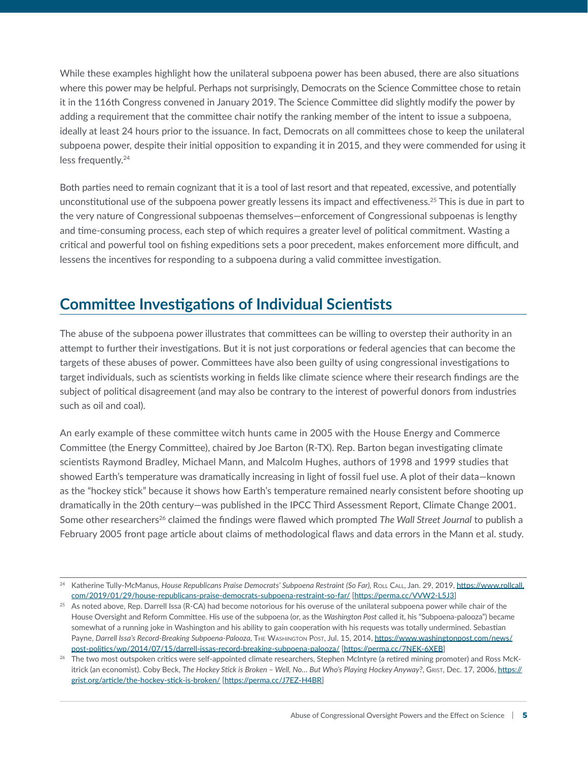While these examples highlight how the unilateral subpoena power has been abused, there are also situations where this power may be helpful. Perhaps not surprisingly, Democrats on the Science Committee chose to retain it in the 116th Congress convened in January 2019. The Science Committee did slightly modify the power by adding a requirement that the committee chair notify the ranking member of the intent to issue a subpoena, ideally at least 24 hours prior to the issuance. In fact, Democrats on all committees chose to keep the unilateral subpoena power, despite their initial opposition to expanding it in 2015, and they were commended for using it less frequently.[24]

Both parties need to remain cognizant that it is a tool of last resort and that repeated, excessive, and potentially unconstitutional use of the subpoena power greatly lessens its impact and effectiveness.[25] This is due in part to the very nature of Congressional subpoenas themselves—enforcement of Congressional subpoenas is lengthy and time-consuming process, each step of which requires a greater level of political commitment. Wasting a critical and powerful tool on fishing expeditions sets a poor precedent, makes enforcement more difficult, and lessens the incentives for responding to a subpoena during a valid committee investigation.

## Committee Investigations of Individual Scientists

The abuse of the subpoena power illustrates that committees can be willing to overstep their authority in an attempt to further their investigations. But it is not just corporations or federal agencies that can become the targets of these abuses of power. Committees have also been guilty of using congressional investigations to target individuals, such as scientists working in fields like climate science where their research findings are the subject of political disagreement (and may also be contrary to the interest of powerful donors from industries such as oil and coal).

An early example of these committee witch hunts came in 2005 with the House Energy and Commerce Committee (the Energy Committee), chaired by Joe Barton (R-TX). Rep. Barton began investigating climate scientists Raymond Bradley, Michael Mann, and Malcolm Hughes, authors of 1998 and 1999 studies that showed Earth's temperature was dramatically increasing in light of fossil fuel use. A plot of their data—known as the "hockey stick" because it shows how Earth's temperature remained nearly consistent before shooting up dramatically in the 20th century—was published in the IPCC Third Assessment Report, Climate Change 2001. Some other researchers[26] claimed the findings were flawed which prompted *The Wall Street Journal* to publish a February 2005 front page article about claims of methodological flaws and data errors in the Mann et al. study.

---

[24] Katherine Tully-McManus, *House Republicans Praise Democrats' Subpoena Restraint (So Far)*, Roll Call, Jan. 29, 2019, https://www.rollcall.com/2019/01/29/house-republicans-praise-democrats-subpoena-restraint-so-far/ [https://perma.cc/VVW2-L5J3]

[25] As noted above, Rep. Darrell Issa (R-CA) had become notorious for his overuse of the unilateral subpoena power while chair of the House Oversight and Reform Committee. His use of the subpoena (or, as the *Washington Post* called it, his "Subpoena-palooza") became somewhat of a running joke in Washington and his ability to gain cooperation with his requests was totally undermined. Sebastian Payne, *Darrell Issa's Record-Breaking Subpoena-Palooza*, The Washington Post, Jul. 15, 2014, https://www.washingtonpost.com/news/post-politics/wp/2014/07/15/darrell-issas-record-breaking-subpoena-palooza/ [https://perma.cc/7NEK-6XEB]

[26] The two most outspoken critics were self-appointed climate researchers, Stephen McIntyre (a retired mining promoter) and Ross McKitrick (an economist). Coby Beck, *The Hockey Stick is Broken – Well, No... But Who's Playing Hockey Anyway?*, Grist, Dec. 17, 2006, https://grist.org/article/the-hockey-stick-is-broken/ [https://perma.cc/J7EZ-H4BR]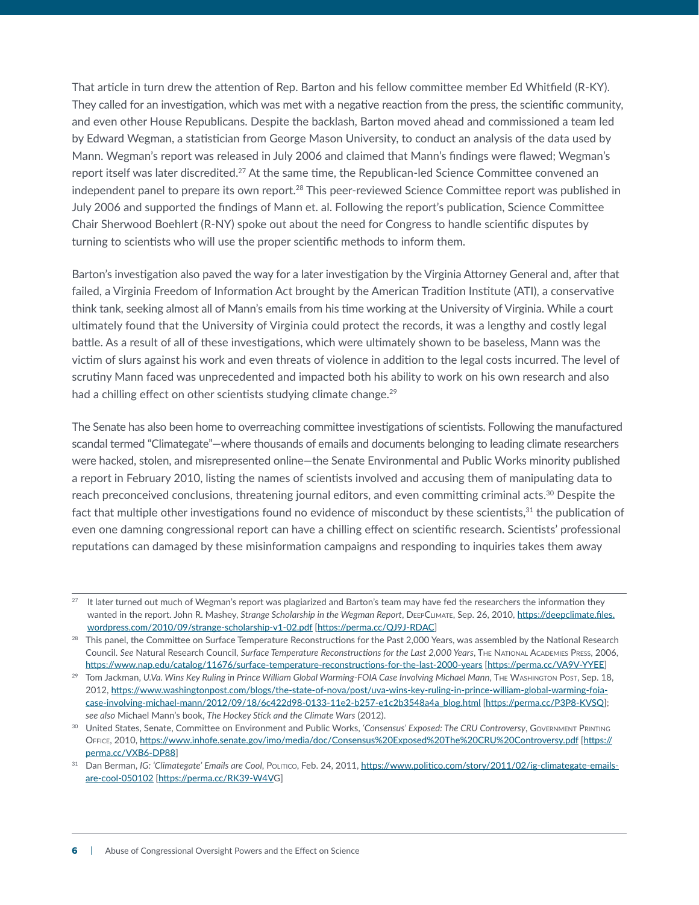That article in turn drew the attention of Rep. Barton and his fellow committee member Ed Whitfield (R-KY). They called for an investigation, which was met with a negative reaction from the press, the scientific community, and even other House Republicans. Despite the backlash, Barton moved ahead and commissioned a team led by Edward Wegman, a statistician from George Mason University, to conduct an analysis of the data used by Mann. Wegman's report was released in July 2006 and claimed that Mann's findings were flawed; Wegman's report itself was later discredited.[27] At the same time, the Republican-led Science Committee convened an independent panel to prepare its own report.[28] This peer-reviewed Science Committee report was published in July 2006 and supported the findings of Mann et. al. Following the report's publication, Science Committee Chair Sherwood Boehlert (R-NY) spoke out about the need for Congress to handle scientific disputes by turning to scientists who will use the proper scientific methods to inform them.

Barton's investigation also paved the way for a later investigation by the Virginia Attorney General and, after that failed, a Virginia Freedom of Information Act brought by the American Tradition Institute (ATI), a conservative think tank, seeking almost all of Mann's emails from his time working at the University of Virginia. While a court ultimately found that the University of Virginia could protect the records, it was a lengthy and costly legal battle. As a result of all of these investigations, which were ultimately shown to be baseless, Mann was the victim of slurs against his work and even threats of violence in addition to the legal costs incurred. The level of scrutiny Mann faced was unprecedented and impacted both his ability to work on his own research and also had a chilling effect on other scientists studying climate change.[29]

The Senate has also been home to overreaching committee investigations of scientists. Following the manufactured scandal termed "Climategate"—where thousands of emails and documents belonging to leading climate researchers were hacked, stolen, and misrepresented online—the Senate Environmental and Public Works minority published a report in February 2010, listing the names of scientists involved and accusing them of manipulating data to reach preconceived conclusions, threatening journal editors, and even committing criminal acts.[30] Despite the fact that multiple other investigations found no evidence of misconduct by these scientists,[31] the publication of even one damning congressional report can have a chilling effect on scientific research. Scientists' professional reputations can damaged by these misinformation campaigns and responding to inquiries takes them away

---

[27] It later turned out much of Wegman's report was plagiarized and Barton's team may have fed the researchers the information they wanted in the report. John R. Mashey, *Strange Scholarship in the Wegman Report*, DeepClimate, Sep. 26, 2010, https://deepclimate.files.wordpress.com/2010/09/strange-scholarship-v1-02.pdf [https://perma.cc/QJ9J-RDAC]

[28] This panel, the Committee on Surface Temperature Reconstructions for the Past 2,000 Years, was assembled by the National Research Council. *See* Natural Research Council, *Surface Temperature Reconstructions for the Last 2,000 Years*, The National Academies Press, 2006, https://www.nap.edu/catalog/11676/surface-temperature-reconstructions-for-the-last-2000-years [https://perma.cc/VA9V-YYEE]

[29] Tom Jackman, *U.Va. Wins Key Ruling in Prince William Global Warming-FOIA Case Involving Michael Mann*, The Washington Post, Sep. 18, 2012, https://www.washingtonpost.com/blogs/the-state-of-nova/post/uva-wins-key-ruling-in-prince-william-global-warming-foia-case-involving-michael-mann/2012/09/18/6c422d98-0133-11e2-b257-e1c2b3548a4a_blog.html [https://perma.cc/P3P8-KVSQ]; *see also* Michael Mann's book, *The Hockey Stick and the Climate Wars* (2012).

[30] United States, Senate, Committee on Environment and Public Works, *'Consensus' Exposed: The CRU Controversy*, Government Printing Office, 2010, https://www.inhofe.senate.gov/imo/media/doc/Consensus%20Exposed%20The%20CRU%20Controversy.pdf [https://perma.cc/VXB6-DP88]

[31] Dan Berman, *IG: 'Climategate' Emails are Cool*, Politico, Feb. 24, 2011, https://www.politico.com/story/2011/02/ig-climategate-emails-are-cool-050102 [https://perma.cc/RK39-W4VG]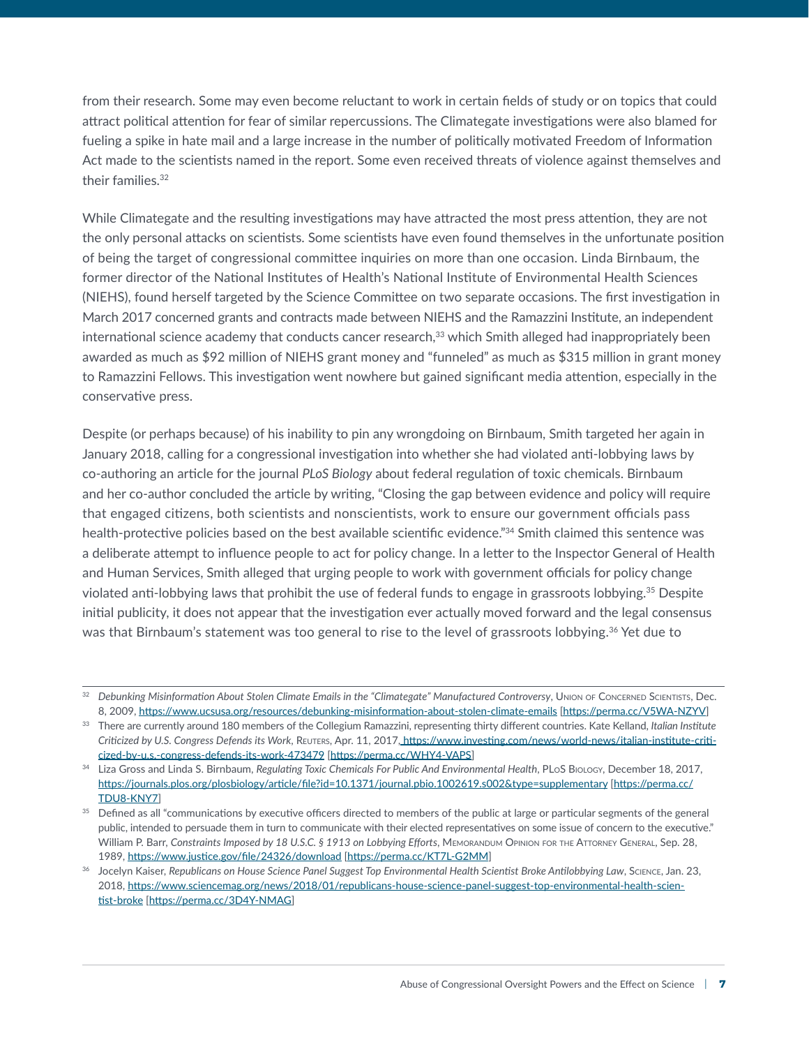from their research. Some may even become reluctant to work in certain fields of study or on topics that could attract political attention for fear of similar repercussions. The Climategate investigations were also blamed for fueling a spike in hate mail and a large increase in the number of politically motivated Freedom of Information Act made to the scientists named in the report. Some even received threats of violence against themselves and their families.[32]

While Climategate and the resulting investigations may have attracted the most press attention, they are not the only personal attacks on scientists. Some scientists have even found themselves in the unfortunate position of being the target of congressional committee inquiries on more than one occasion. Linda Birnbaum, the former director of the National Institutes of Health's National Institute of Environmental Health Sciences (NIEHS), found herself targeted by the Science Committee on two separate occasions. The first investigation in March 2017 concerned grants and contracts made between NIEHS and the Ramazzini Institute, an independent international science academy that conducts cancer research,[33] which Smith alleged had inappropriately been awarded as much as $92 million of NIEHS grant money and "funneled" as much as $315 million in grant money to Ramazzini Fellows. This investigation went nowhere but gained significant media attention, especially in the conservative press.

Despite (or perhaps because) of his inability to pin any wrongdoing on Birnbaum, Smith targeted her again in January 2018, calling for a congressional investigation into whether she had violated anti-lobbying laws by co-authoring an article for the journal *PLoS Biology* about federal regulation of toxic chemicals. Birnbaum and her co-author concluded the article by writing, "Closing the gap between evidence and policy will require that engaged citizens, both scientists and nonscientists, work to ensure our government officials pass health-protective policies based on the best available scientific evidence."[34] Smith claimed this sentence was a deliberate attempt to influence people to act for policy change. In a letter to the Inspector General of Health and Human Services, Smith alleged that urging people to work with government officials for policy change violated anti-lobbying laws that prohibit the use of federal funds to engage in grassroots lobbying.[35] Despite initial publicity, it does not appear that the investigation ever actually moved forward and the legal consensus was that Birnbaum's statement was too general to rise to the level of grassroots lobbying.[36] Yet due to

---

[32] *Debunking Misinformation About Stolen Climate Emails in the "Climategate" Manufactured Controversy*, Union of Concerned Scientists, Dec. 8, 2009, https://www.ucsusa.org/resources/debunking-misinformation-about-stolen-climate-emails [https://perma.cc/V5WA-NZYV]

[33] There are currently around 180 members of the Collegium Ramazzini, representing thirty different countries. Kate Kelland, *Italian Institute Criticized by U.S. Congress Defends its Work*, Reuters, Apr. 11, 2017, https://www.investing.com/news/world-news/italian-institute-criticized-by-u.s.-congress-defends-its-work-473479 [https://perma.cc/WHY4-VAPS]

[34] Liza Gross and Linda S. Birnbaum, *Regulating Toxic Chemicals For Public And Environmental Health*, PLoS Biology, December 18, 2017, https://journals.plos.org/plosbiology/article/file?id=10.1371/journal.pbio.1002619.s002&type=supplementary [https://perma.cc/TDU8-KNY7]

[35] Defined as all "communications by executive officers directed to members of the public at large or particular segments of the general public, intended to persuade them in turn to communicate with their elected representatives on some issue of concern to the executive." William P. Barr, *Constraints Imposed by 18 U.S.C. § 1913 on Lobbying Efforts*, Memorandum Opinion for the Attorney General, Sep. 28, 1989, https://www.justice.gov/file/24326/download [https://perma.cc/KT7L-G2MM]

[36] Jocelyn Kaiser, *Republicans on House Science Panel Suggest Top Environmental Health Scientist Broke Antilobbying Law*, Science, Jan. 23, 2018, https://www.sciencemag.org/news/2018/01/republicans-house-science-panel-suggest-top-environmental-health-scientist-broke [https://perma.cc/3D4Y-NMAG]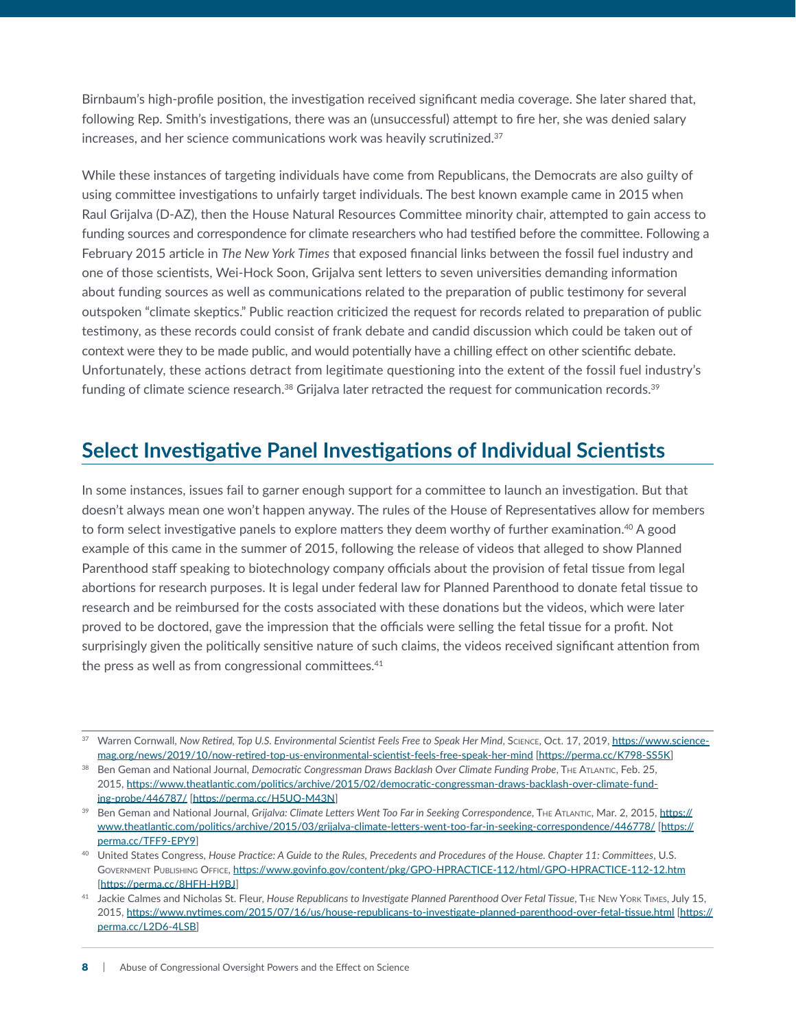Birnbaum's high-profile position, the investigation received significant media coverage. She later shared that, following Rep. Smith's investigations, there was an (unsuccessful) attempt to fire her, she was denied salary increases, and her science communications work was heavily scrutinized.[37]

While these instances of targeting individuals have come from Republicans, the Democrats are also guilty of using committee investigations to unfairly target individuals. The best known example came in 2015 when Raul Grijalva (D-AZ), then the House Natural Resources Committee minority chair, attempted to gain access to funding sources and correspondence for climate researchers who had testified before the committee. Following a February 2015 article in *The New York Times* that exposed financial links between the fossil fuel industry and one of those scientists, Wei-Hock Soon, Grijalva sent letters to seven universities demanding information about funding sources as well as communications related to the preparation of public testimony for several outspoken "climate skeptics." Public reaction criticized the request for records related to preparation of public testimony, as these records could consist of frank debate and candid discussion which could be taken out of context were they to be made public, and would potentially have a chilling effect on other scientific debate. Unfortunately, these actions detract from legitimate questioning into the extent of the fossil fuel industry's funding of climate science research.[38] Grijalva later retracted the request for communication records.[39]

## Select Investigative Panel Investigations of Individual Scientists

In some instances, issues fail to garner enough support for a committee to launch an investigation. But that doesn't always mean one won't happen anyway. The rules of the House of Representatives allow for members to form select investigative panels to explore matters they deem worthy of further examination.[40] A good example of this came in the summer of 2015, following the release of videos that alleged to show Planned Parenthood staff speaking to biotechnology company officials about the provision of fetal tissue from legal abortions for research purposes. It is legal under federal law for Planned Parenthood to donate fetal tissue to research and be reimbursed for the costs associated with these donations but the videos, which were later proved to be doctored, gave the impression that the officials were selling the fetal tissue for a profit. Not surprisingly given the politically sensitive nature of such claims, the videos received significant attention from the press as well as from congressional committees.[41]

---

[37] Warren Cornwall, *Now Retired, Top U.S. Environmental Scientist Feels Free to Speak Her Mind*, Science, Oct. 17, 2019, https://www.science-mag.org/news/2019/10/now-retired-top-us-environmental-scientist-feels-free-speak-her-mind [https://perma.cc/K798-SS5K]

[38] Ben Geman and National Journal, *Democratic Congressman Draws Backlash Over Climate Funding Probe*, The Atlantic, Feb. 25, 2015, https://www.theatlantic.com/politics/archive/2015/02/democratic-congressman-draws-backlash-over-climate-fund-ing-probe/446787/ [https://perma.cc/H5UQ-M43N]

[39] Ben Geman and National Journal, *Grijalva: Climate Letters Went Too Far in Seeking Correspondence*, The Atlantic, Mar. 2, 2015, https://www.theatlantic.com/politics/archive/2015/03/grijalva-climate-letters-went-too-far-in-seeking-correspondence/446778/ [https://perma.cc/TFF9-EPY9]

[40] United States Congress, *House Practice: A Guide to the Rules, Precedents and Procedures of the House. Chapter 11: Committees*, U.S. Government Publishing Office, https://www.govinfo.gov/content/pkg/GPO-HPRACTICE-112/html/GPO-HPRACTICE-112-12.htm [https://perma.cc/8HFH-H9BJ]

[41] Jackie Calmes and Nicholas St. Fleur, *House Republicans to Investigate Planned Parenthood Over Fetal Tissue*, The New York Times, July 15, 2015, https://www.nytimes.com/2015/07/16/us/house-republicans-to-investigate-planned-parenthood-over-fetal-tissue.html [https://perma.cc/L2D6-4LSB]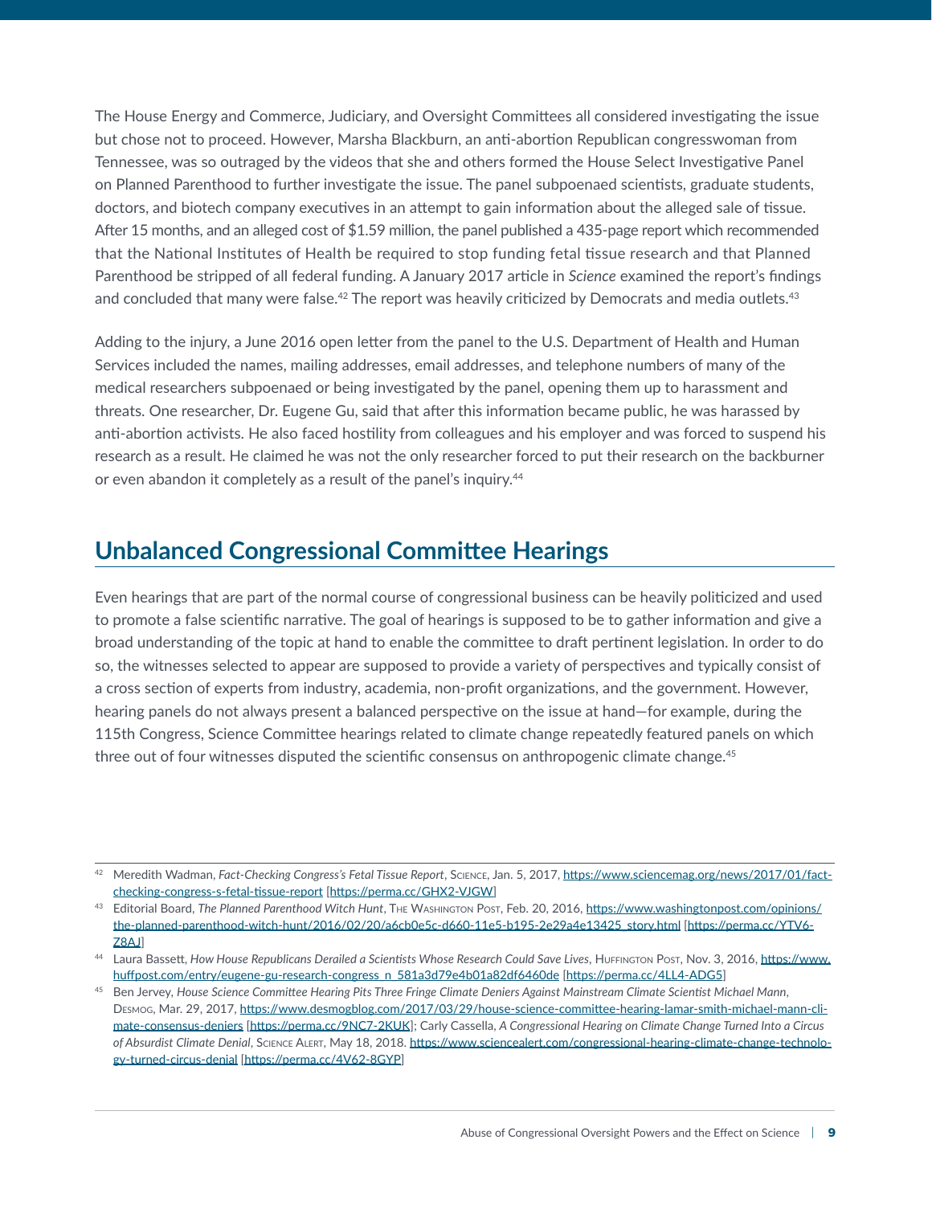The House Energy and Commerce, Judiciary, and Oversight Committees all considered investigating the issue but chose not to proceed. However, Marsha Blackburn, an anti-abortion Republican congresswoman from Tennessee, was so outraged by the videos that she and others formed the House Select Investigative Panel on Planned Parenthood to further investigate the issue. The panel subpoenaed scientists, graduate students, doctors, and biotech company executives in an attempt to gain information about the alleged sale of tissue. After 15 months, and an alleged cost of $1.59 million, the panel published a 435-page report which recommended that the National Institutes of Health be required to stop funding fetal tissue research and that Planned Parenthood be stripped of all federal funding. A January 2017 article in *Science* examined the report's findings and concluded that many were false.[42] The report was heavily criticized by Democrats and media outlets.[43]

Adding to the injury, a June 2016 open letter from the panel to the U.S. Department of Health and Human Services included the names, mailing addresses, email addresses, and telephone numbers of many of the medical researchers subpoenaed or being investigated by the panel, opening them up to harassment and threats. One researcher, Dr. Eugene Gu, said that after this information became public, he was harassed by anti-abortion activists. He also faced hostility from colleagues and his employer and was forced to suspend his research as a result. He claimed he was not the only researcher forced to put their research on the backburner or even abandon it completely as a result of the panel's inquiry.[44]

## Unbalanced Congressional Committee Hearings

Even hearings that are part of the normal course of congressional business can be heavily politicized and used to promote a false scientific narrative. The goal of hearings is supposed to be to gather information and give a broad understanding of the topic at hand to enable the committee to draft pertinent legislation. In order to do so, the witnesses selected to appear are supposed to provide a variety of perspectives and typically consist of a cross section of experts from industry, academia, non-profit organizations, and the government. However, hearing panels do not always present a balanced perspective on the issue at hand—for example, during the 115th Congress, Science Committee hearings related to climate change repeatedly featured panels on which three out of four witnesses disputed the scientific consensus on anthropogenic climate change.[45]

---

[42] Meredith Wadman, *Fact-Checking Congress's Fetal Tissue Report*, Science, Jan. 5, 2017, https://www.sciencemag.org/news/2017/01/fact-checking-congress-s-fetal-tissue-report [https://perma.cc/GHX2-VJGW]

[43] Editorial Board, *The Planned Parenthood Witch Hunt*, The Washington Post, Feb. 20, 2016, https://www.washingtonpost.com/opinions/the-planned-parenthood-witch-hunt/2016/02/20/a6cb0e5c-d660-11e5-b195-2e29a4e13425_story.html [https://perma.cc/YTV6-Z8AJ]

[44] Laura Bassett, *How House Republicans Derailed a Scientists Whose Research Could Save Lives*, Huffington Post, Nov. 3, 2016, https://www.huffpost.com/entry/eugene-gu-research-congress_n_581a3d79e4b01a82df6460de [https://perma.cc/4LL4-ADG5]

[45] Ben Jervey, *House Science Committee Hearing Pits Three Fringe Climate Deniers Against Mainstream Climate Scientist Michael Mann*, Desmog, Mar. 29, 2017, https://www.desmogblog.com/2017/03/29/house-science-committee-hearing-lamar-smith-michael-mann-climate-consensus-deniers [https://perma.cc/9NC7-2KUK]; Carly Cassella, *A Congressional Hearing on Climate Change Turned Into a Circus of Absurdist Climate Denial*, Science Alert, May 18, 2018. https://www.sciencealert.com/congressional-hearing-climate-change-technology-turned-circus-denial [https://perma.cc/4V62-8GYP]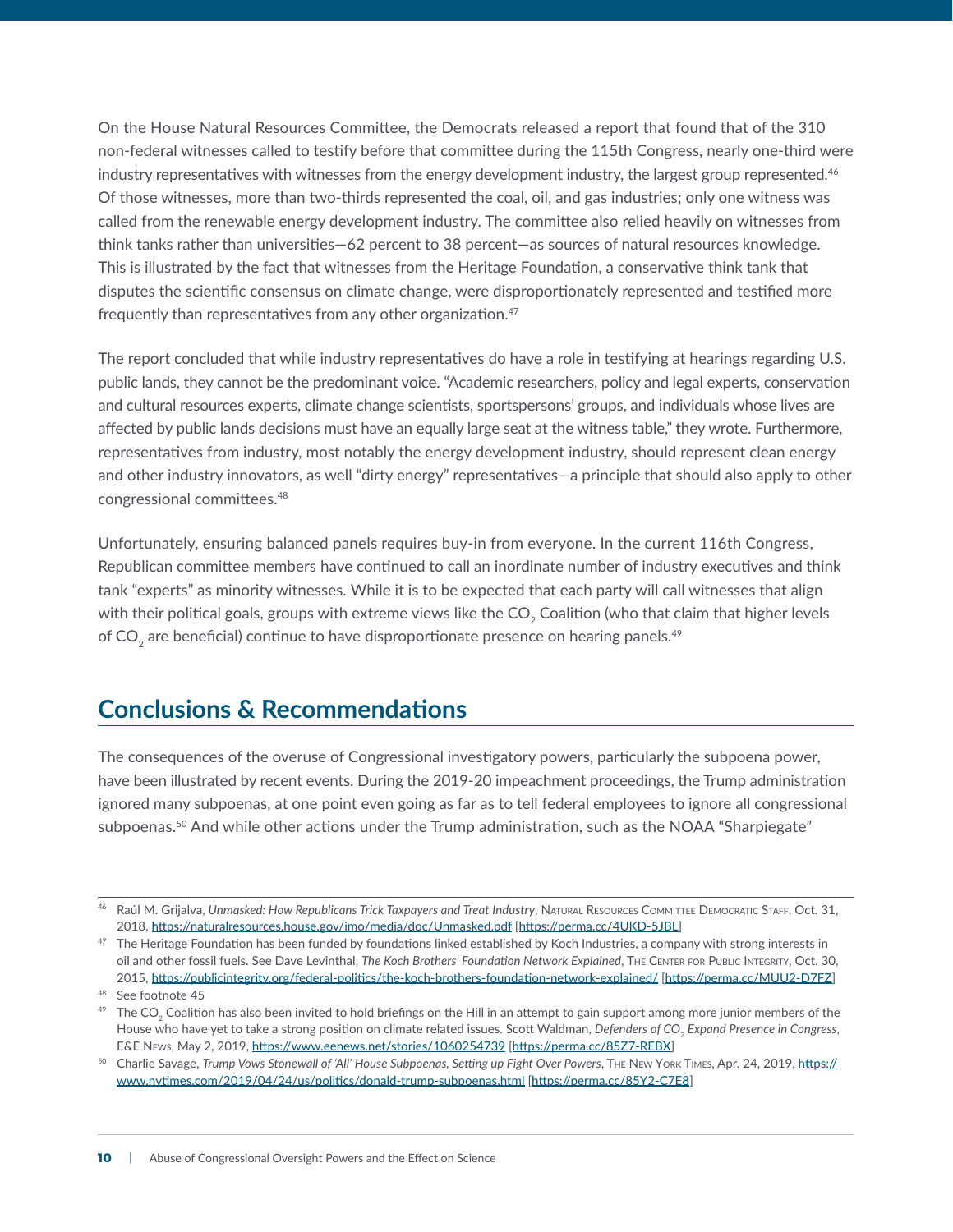On the House Natural Resources Committee, the Democrats released a report that found that of the 310 non-federal witnesses called to testify before that committee during the 115th Congress, nearly one-third were industry representatives with witnesses from the energy development industry, the largest group represented.[46] Of those witnesses, more than two-thirds represented the coal, oil, and gas industries; only one witness was called from the renewable energy development industry. The committee also relied heavily on witnesses from think tanks rather than universities—62 percent to 38 percent—as sources of natural resources knowledge. This is illustrated by the fact that witnesses from the Heritage Foundation, a conservative think tank that disputes the scientific consensus on climate change, were disproportionately represented and testified more frequently than representatives from any other organization.[47]

The report concluded that while industry representatives do have a role in testifying at hearings regarding U.S. public lands, they cannot be the predominant voice. "Academic researchers, policy and legal experts, conservation and cultural resources experts, climate change scientists, sportspersons' groups, and individuals whose lives are affected by public lands decisions must have an equally large seat at the witness table," they wrote. Furthermore, representatives from industry, most notably the energy development industry, should represent clean energy and other industry innovators, as well "dirty energy" representatives—a principle that should also apply to other congressional committees.[48]

Unfortunately, ensuring balanced panels requires buy-in from everyone. In the current 116th Congress, Republican committee members have continued to call an inordinate number of industry executives and think tank "experts" as minority witnesses. While it is to be expected that each party will call witnesses that align with their political goals, groups with extreme views like the $CO_2$ Coalition (who that claim that higher levels of $CO_2$ are beneficial) continue to have disproportionate presence on hearing panels.[49]

## Conclusions & Recommendations

The consequences of the overuse of Congressional investigatory powers, particularly the subpoena power, have been illustrated by recent events. During the 2019-20 impeachment proceedings, the Trump administration ignored many subpoenas, at one point even going as far as to tell federal employees to ignore all congressional subpoenas.[50] And while other actions under the Trump administration, such as the NOAA "Sharpiegate"

---

[46] Raúl M. Grijalva, *Unmasked: How Republicans Trick Taxpayers and Treat Industry*, Natural Resources Committee Democratic Staff, Oct. 31, 2018, https://naturalresources.house.gov/imo/media/doc/Unmasked.pdf [https://perma.cc/4UKD-5JBL]

[47] The Heritage Foundation has been funded by foundations linked established by Koch Industries, a company with strong interests in oil and other fossil fuels. See Dave Levinthal, *The Koch Brothers' Foundation Network Explained*, The Center for Public Integrity, Oct. 30, 2015, https://publicintegrity.org/federal-politics/the-koch-brothers-foundation-network-explained/ [https://perma.cc/MUU2-D7FZ]

[48] See footnote 45

[49] The $CO_2$ Coalition has also been invited to hold briefings on the Hill in an attempt to gain support among more junior members of the House who have yet to take a strong position on climate related issues. Scott Waldman, *Defenders of $CO_2$ Expand Presence in Congress*, E&E News, May 2, 2019, https://www.eenews.net/stories/1060254739 [https://perma.cc/85Z7-REBX]

[50] Charlie Savage, *Trump Vows Stonewall of 'All' House Subpoenas, Setting up Fight Over Powers*, The New York Times, Apr. 24, 2019, https://www.nytimes.com/2019/04/24/us/politics/donald-trump-subpoenas.html [https://perma.cc/85Y2-C7E8]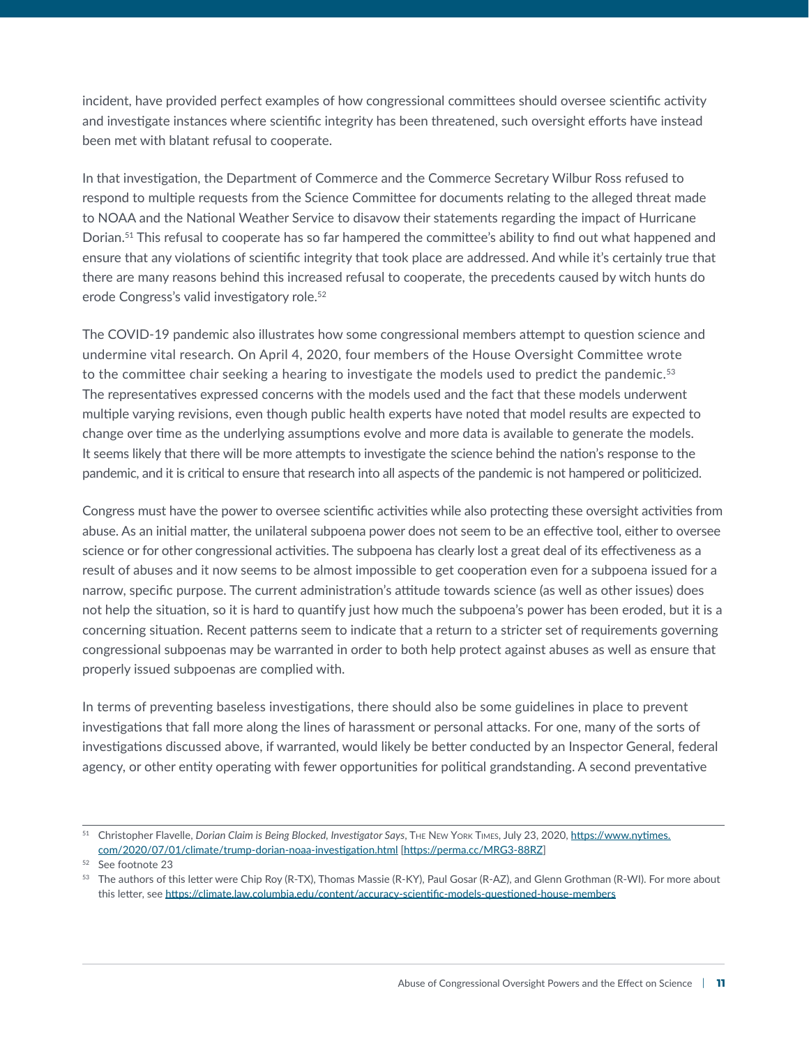incident, have provided perfect examples of how congressional committees should oversee scientific activity and investigate instances where scientific integrity has been threatened, such oversight efforts have instead been met with blatant refusal to cooperate.

In that investigation, the Department of Commerce and the Commerce Secretary Wilbur Ross refused to respond to multiple requests from the Science Committee for documents relating to the alleged threat made to NOAA and the National Weather Service to disavow their statements regarding the impact of Hurricane Dorian.[51] This refusal to cooperate has so far hampered the committee's ability to find out what happened and ensure that any violations of scientific integrity that took place are addressed. And while it's certainly true that there are many reasons behind this increased refusal to cooperate, the precedents caused by witch hunts do erode Congress's valid investigatory role.[52]

The COVID-19 pandemic also illustrates how some congressional members attempt to question science and undermine vital research. On April 4, 2020, four members of the House Oversight Committee wrote to the committee chair seeking a hearing to investigate the models used to predict the pandemic.[53] The representatives expressed concerns with the models used and the fact that these models underwent multiple varying revisions, even though public health experts have noted that model results are expected to change over time as the underlying assumptions evolve and more data is available to generate the models. It seems likely that there will be more attempts to investigate the science behind the nation's response to the pandemic, and it is critical to ensure that research into all aspects of the pandemic is not hampered or politicized.

Congress must have the power to oversee scientific activities while also protecting these oversight activities from abuse. As an initial matter, the unilateral subpoena power does not seem to be an effective tool, either to oversee science or for other congressional activities. The subpoena has clearly lost a great deal of its effectiveness as a result of abuses and it now seems to be almost impossible to get cooperation even for a subpoena issued for a narrow, specific purpose. The current administration's attitude towards science (as well as other issues) does not help the situation, so it is hard to quantify just how much the subpoena's power has been eroded, but it is a concerning situation. Recent patterns seem to indicate that a return to a stricter set of requirements governing congressional subpoenas may be warranted in order to both help protect against abuses as well as ensure that properly issued subpoenas are complied with.

In terms of preventing baseless investigations, there should also be some guidelines in place to prevent investigations that fall more along the lines of harassment or personal attacks. For one, many of the sorts of investigations discussed above, if warranted, would likely be better conducted by an Inspector General, federal agency, or other entity operating with fewer opportunities for political grandstanding. A second preventative

---

[51] Christopher Flavelle, *Dorian Claim is Being Blocked, Investigator Says*, The New York Times, July 23, 2020, https://www.nytimes.com/2020/07/01/climate/trump-dorian-noaa-investigation.html [https://perma.cc/MRG3-88RZ]

[52] See footnote 23

[53] The authors of this letter were Chip Roy (R-TX), Thomas Massie (R-KY), Paul Gosar (R-AZ), and Glenn Grothman (R-WI). For more about this letter, see https://climate.law.columbia.edu/content/accuracy-scientific-models-questioned-house-members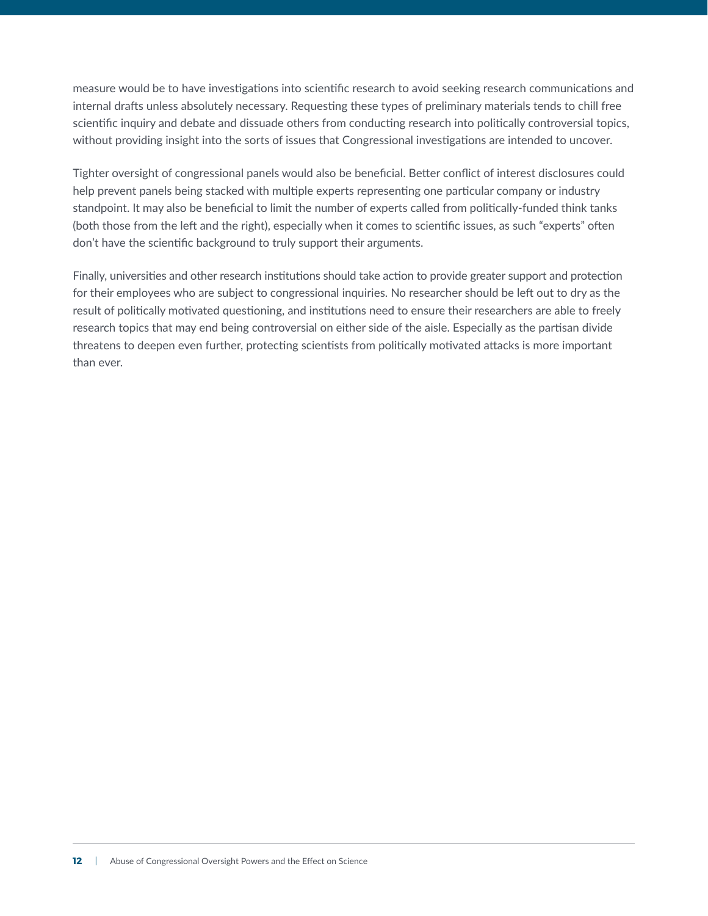measure would be to have investigations into scientific research to avoid seeking research communications and internal drafts unless absolutely necessary. Requesting these types of preliminary materials tends to chill free scientific inquiry and debate and dissuade others from conducting research into politically controversial topics, without providing insight into the sorts of issues that Congressional investigations are intended to uncover.

Tighter oversight of congressional panels would also be beneficial. Better conflict of interest disclosures could help prevent panels being stacked with multiple experts representing one particular company or industry standpoint. It may also be beneficial to limit the number of experts called from politically-funded think tanks (both those from the left and the right), especially when it comes to scientific issues, as such "experts" often don't have the scientific background to truly support their arguments.

Finally, universities and other research institutions should take action to provide greater support and protection for their employees who are subject to congressional inquiries. No researcher should be left out to dry as the result of politically motivated questioning, and institutions need to ensure their researchers are able to freely research topics that may end being controversial on either side of the aisle. Especially as the partisan divide threatens to deepen even further, protecting scientists from politically motivated attacks is more important than ever.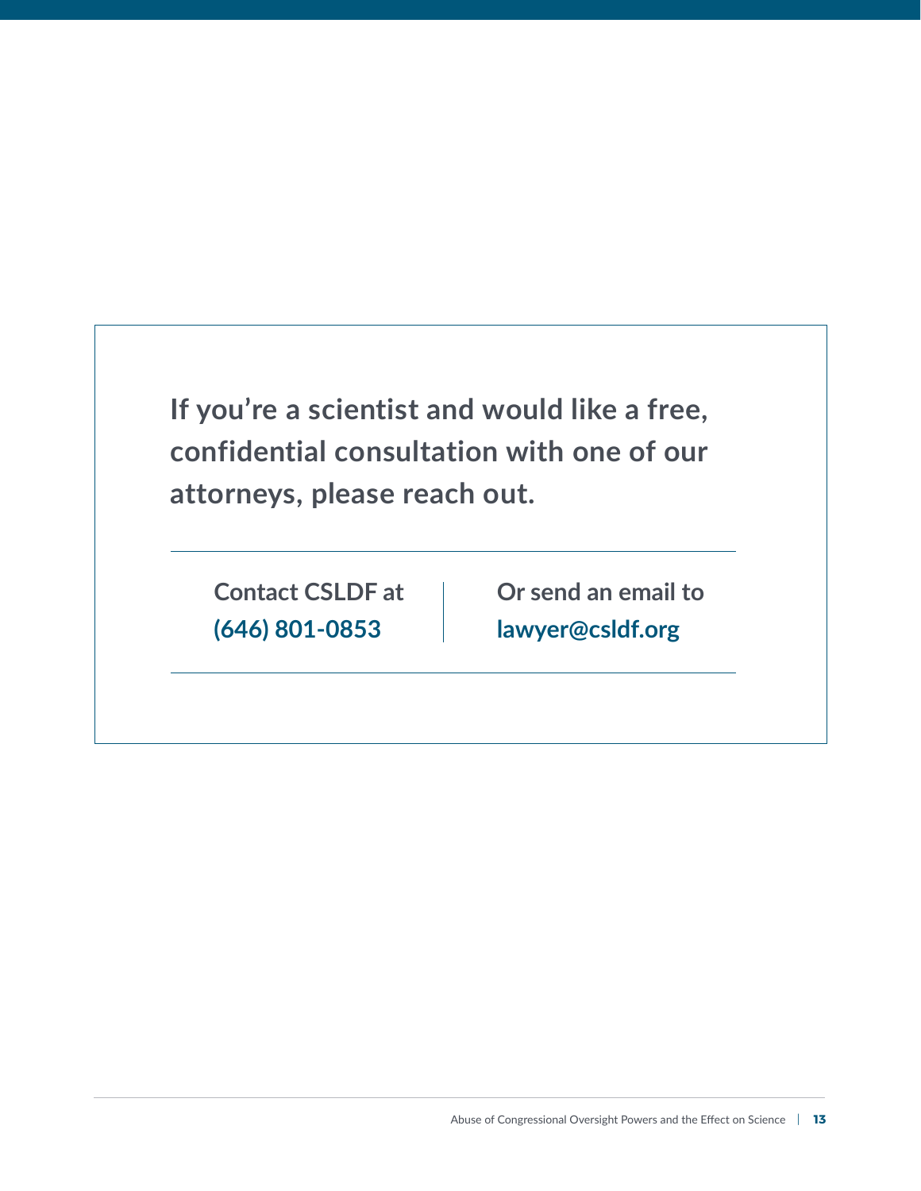**If you're a scientist and would like a free, confidential consultation with one of our attorneys, please reach out.**

**Contact CSLDF at**
**(646) 801-0853**

**Or send an email to**
**lawyer@csldf.org**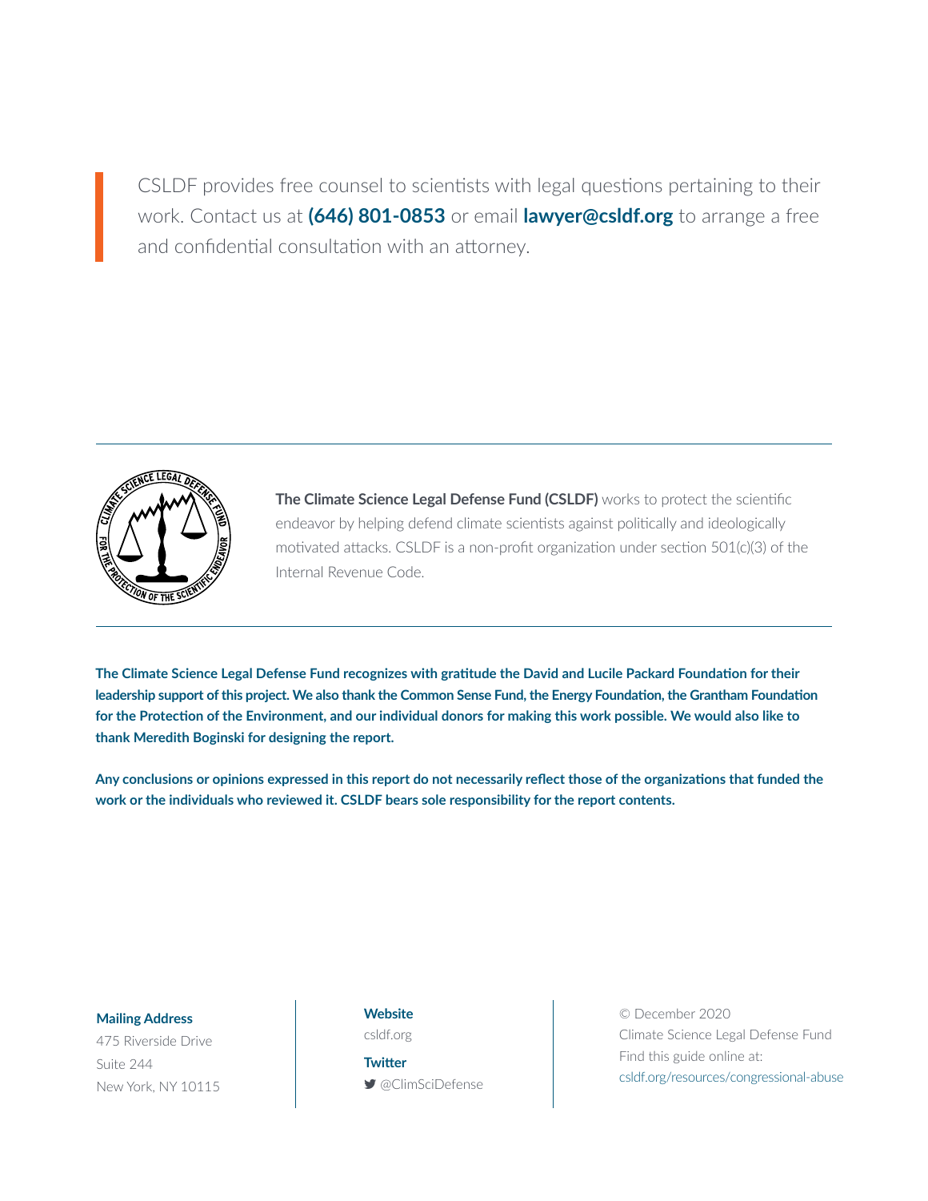CSLDF provides free counsel to scientists with legal questions pertaining to their work. Contact us at **(646) 801-0853** or email **lawyer@csldf.org** to arrange a free and confidential consultation with an attorney.

**The Climate Science Legal Defense Fund (CSLDF)** works to protect the scientific endeavor by helping defend climate scientists against politically and ideologically motivated attacks. CSLDF is a non-profit organization under section 501(c)(3) of the Internal Revenue Code.

**The Climate Science Legal Defense Fund recognizes with gratitude the David and Lucile Packard Foundation for their leadership support of this project. We also thank the Common Sense Fund, the Energy Foundation, the Grantham Foundation for the Protection of the Environment, and our individual donors for making this work possible. We would also like to thank Meredith Boginski for designing the report.**

**Any conclusions or opinions expressed in this report do not necessarily reflect those of the organizations that funded the work or the individuals who reviewed it. CSLDF bears sole responsibility for the report contents.**

**Mailing Address**
475 Riverside Drive
Suite 244
New York, NY 10115

**Website**
csldf.org

**Twitter**
@ClimSciDefense

© December 2020
Climate Science Legal Defense Fund
Find this guide online at:
csldf.org/resources/congressional-abuse